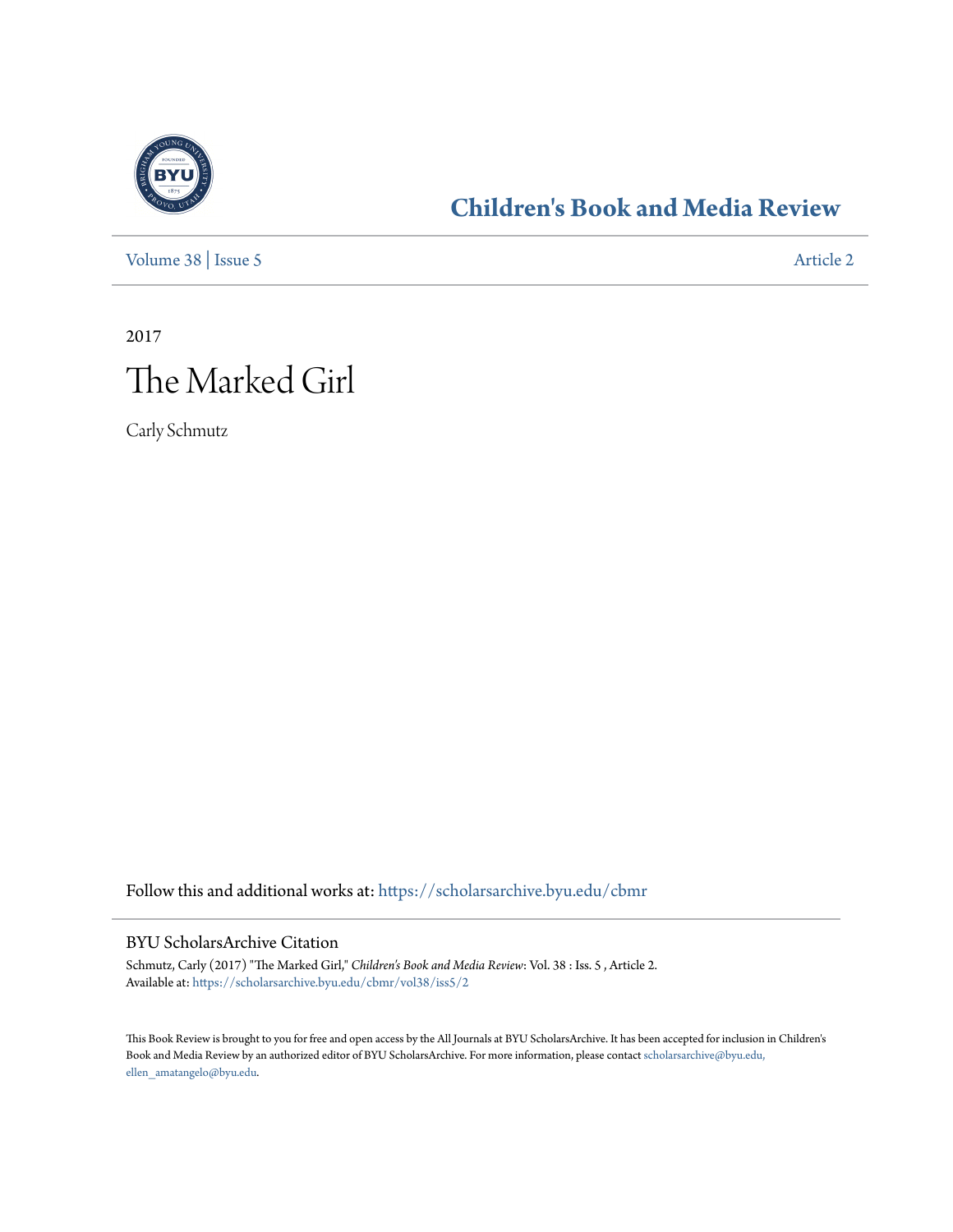# Children's Book and Media Review

Volume 38 | Issue 5 Article 2

2017

# The Marked Girl

Carly Schmutz

Follow this and additional works at: https://scholarsarchive.byu.edu/cbmr

## BYU ScholarsArchive Citation

Schmutz, Carly (2017) "The Marked Girl," *Children's Book and Media Review*: Vol. 38 : Iss. 5 , Article 2.
Available at: https://scholarsarchive.byu.edu/cbmr/vol38/iss5/2

This Book Review is brought to you for free and open access by the All Journals at BYU ScholarsArchive. It has been accepted for inclusion in Children's Book and Media Review by an authorized editor of BYU ScholarsArchive. For more information, please contact scholarsarchive@byu.edu, ellen_amatangelo@byu.edu.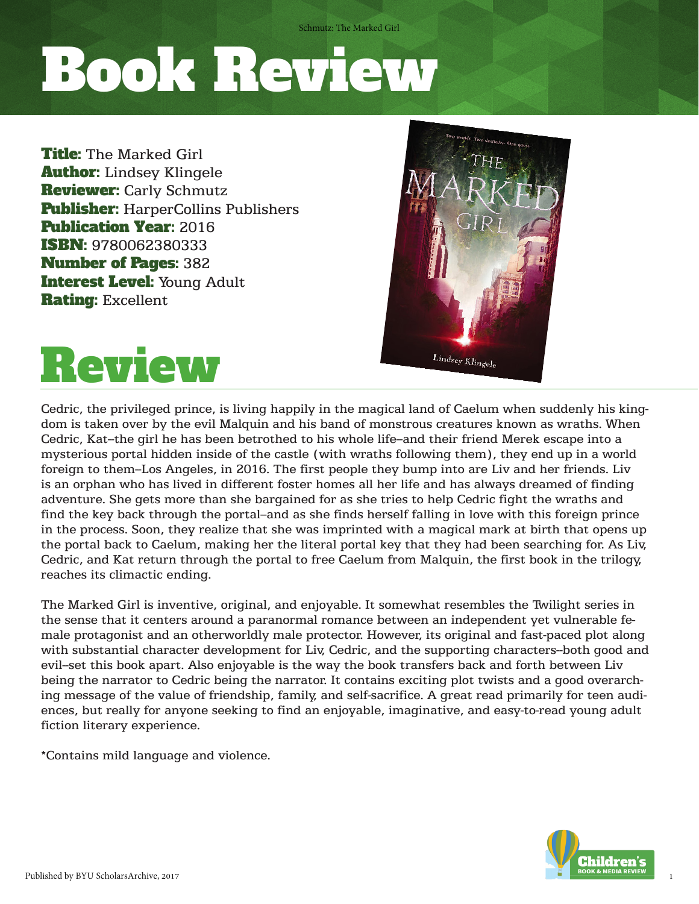# Book Review

**Title:** The Marked Girl
**Author:** Lindsey Klingele
**Reviewer:** Carly Schmutz
**Publisher:** HarperCollins Publishers
**Publication Year:** 2016
**ISBN:** 9780062380333
**Number of Pages:** 382
**Interest Level:** Young Adult
**Rating:** Excellent

# Review

Cedric, the privileged prince, is living happily in the magical land of Caelum when suddenly his kingdom is taken over by the evil Malquin and his band of monstrous creatures known as wraths. When Cedric, Kat–the girl he has been betrothed to his whole life–and their friend Merek escape into a mysterious portal hidden inside of the castle (with wraths following them), they end up in a world foreign to them–Los Angeles, in 2016. The first people they bump into are Liv and her friends. Liv is an orphan who has lived in different foster homes all her life and has always dreamed of finding adventure. She gets more than she bargained for as she tries to help Cedric fight the wraths and find the key back through the portal–and as she finds herself falling in love with this foreign prince in the process. Soon, they realize that she was imprinted with a magical mark at birth that opens up the portal back to Caelum, making her the literal portal key that they had been searching for. As Liv, Cedric, and Kat return through the portal to free Caelum from Malquin, the first book in the trilogy, reaches its climactic ending.

The Marked Girl is inventive, original, and enjoyable. It somewhat resembles the Twilight series in the sense that it centers around a paranormal romance between an independent yet vulnerable female protagonist and an otherworldly male protector. However, its original and fast-paced plot along with substantial character development for Liv, Cedric, and the supporting characters–both good and evil–set this book apart. Also enjoyable is the way the book transfers back and forth between Liv being the narrator to Cedric being the narrator. It contains exciting plot twists and a good overarching message of the value of friendship, family, and self-sacrifice. A great read primarily for teen audiences, but really for anyone seeking to find an enjoyable, imaginative, and easy-to-read young adult fiction literary experience.

*Contains mild language and violence.